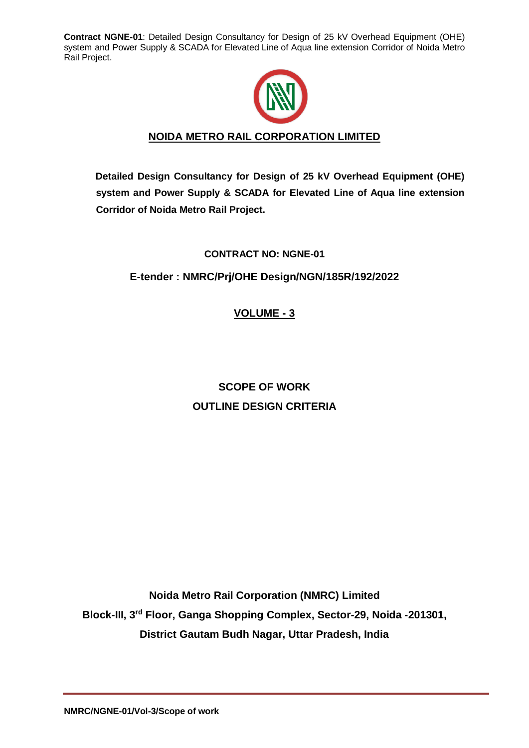# NOIDA METRO RAIL CORPORATION LIMITED

**Detailed Design Consultancy for Design of 25 kV Overhead Equipment (OHE) system and Power Supply & SCADA for Elevated Line of Aqua line extension Corridor of Noida Metro Rail Project.**

**CONTRACT NO: NGNE-01**

**E-tender : NMRC/Prj/OHE Design/NGN/185R/192/2022**

## VOLUME - 3

## SCOPE OF WORK
## OUTLINE DESIGN CRITERIA

**Noida Metro Rail Corporation (NMRC) Limited**

**Block-III, 3rd Floor, Ganga Shopping Complex, Sector-29, Noida -201301,**

**District Gautam Budh Nagar, Uttar Pradesh, India**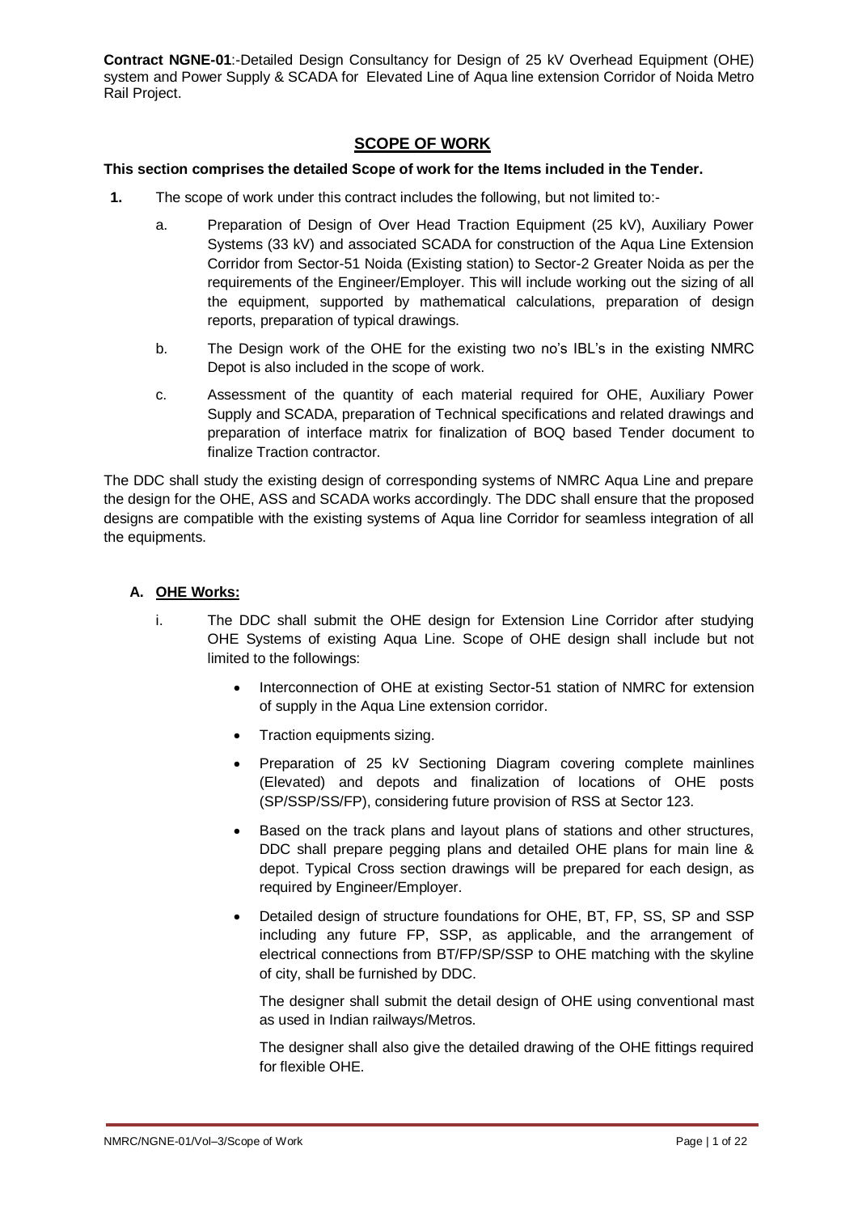**Contract NGNE-01**:-Detailed Design Consultancy for Design of 25 kV Overhead Equipment (OHE) system and Power Supply & SCADA for Elevated Line of Aqua line extension Corridor of Noida Metro Rail Project.

## SCOPE OF WORK

**This section comprises the detailed Scope of work for the Items included in the Tender.**

**1.** The scope of work under this contract includes the following, but not limited to:-

a. Preparation of Design of Over Head Traction Equipment (25 kV), Auxiliary Power Systems (33 kV) and associated SCADA for construction of the Aqua Line Extension Corridor from Sector-51 Noida (Existing station) to Sector-2 Greater Noida as per the requirements of the Engineer/Employer. This will include working out the sizing of all the equipment, supported by mathematical calculations, preparation of design reports, preparation of typical drawings.

b. The Design work of the OHE for the existing two no's IBL's in the existing NMRC Depot is also included in the scope of work.

c. Assessment of the quantity of each material required for OHE, Auxiliary Power Supply and SCADA, preparation of Technical specifications and related drawings and preparation of interface matrix for finalization of BOQ based Tender document to finalize Traction contractor.

The DDC shall study the existing design of corresponding systems of NMRC Aqua Line and prepare the design for the OHE, ASS and SCADA works accordingly. The DDC shall ensure that the proposed designs are compatible with the existing systems of Aqua line Corridor for seamless integration of all the equipments.

### A. OHE Works:

i. The DDC shall submit the OHE design for Extension Line Corridor after studying OHE Systems of existing Aqua Line. Scope of OHE design shall include but not limited to the followings:

- Interconnection of OHE at existing Sector-51 station of NMRC for extension of supply in the Aqua Line extension corridor.
- Traction equipments sizing.
- Preparation of 25 kV Sectioning Diagram covering complete mainlines (Elevated) and depots and finalization of locations of OHE posts (SP/SSP/SS/FP), considering future provision of RSS at Sector 123.
- Based on the track plans and layout plans of stations and other structures, DDC shall prepare pegging plans and detailed OHE plans for main line & depot. Typical Cross section drawings will be prepared for each design, as required by Engineer/Employer.
- Detailed design of structure foundations for OHE, BT, FP, SS, SP and SSP including any future FP, SSP, as applicable, and the arrangement of electrical connections from BT/FP/SP/SSP to OHE matching with the skyline of city, shall be furnished by DDC.

  The designer shall submit the detail design of OHE using conventional mast as used in Indian railways/Metros.

  The designer shall also give the detailed drawing of the OHE fittings required for flexible OHE.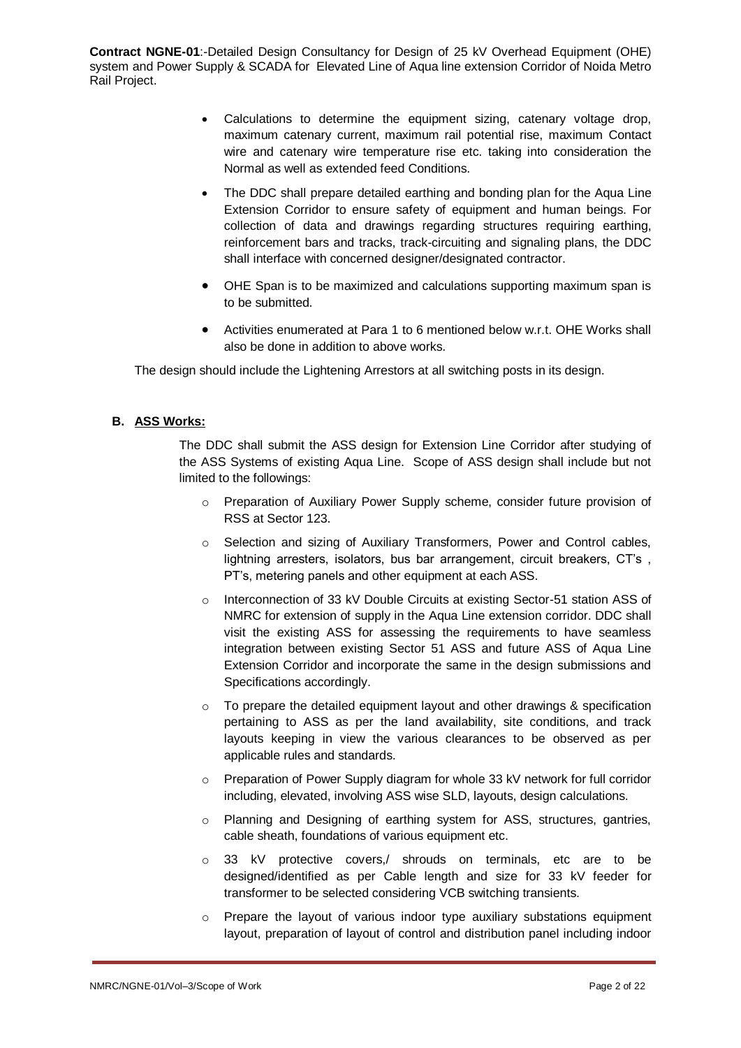- Calculations to determine the equipment sizing, catenary voltage drop, maximum catenary current, maximum rail potential rise, maximum Contact wire and catenary wire temperature rise etc. taking into consideration the Normal as well as extended feed Conditions.
- The DDC shall prepare detailed earthing and bonding plan for the Aqua Line Extension Corridor to ensure safety of equipment and human beings. For collection of data and drawings regarding structures requiring earthing, reinforcement bars and tracks, track-circuiting and signaling plans, the DDC shall interface with concerned designer/designated contractor.
- OHE Span is to be maximized and calculations supporting maximum span is to be submitted.
- Activities enumerated at Para 1 to 6 mentioned below w.r.t. OHE Works shall also be done in addition to above works.

The design should include the Lightening Arrestors at all switching posts in its design.

**B. ASS Works:**

The DDC shall submit the ASS design for Extension Line Corridor after studying of the ASS Systems of existing Aqua Line. Scope of ASS design shall include but not limited to the followings:

- Preparation of Auxiliary Power Supply scheme, consider future provision of RSS at Sector 123.
- Selection and sizing of Auxiliary Transformers, Power and Control cables, lightning arresters, isolators, bus bar arrangement, circuit breakers, CT's , PT's, metering panels and other equipment at each ASS.
- Interconnection of 33 kV Double Circuits at existing Sector-51 station ASS of NMRC for extension of supply in the Aqua Line extension corridor. DDC shall visit the existing ASS for assessing the requirements to have seamless integration between existing Sector 51 ASS and future ASS of Aqua Line Extension Corridor and incorporate the same in the design submissions and Specifications accordingly.
- To prepare the detailed equipment layout and other drawings & specification pertaining to ASS as per the land availability, site conditions, and track layouts keeping in view the various clearances to be observed as per applicable rules and standards.
- Preparation of Power Supply diagram for whole 33 kV network for full corridor including, elevated, involving ASS wise SLD, layouts, design calculations.
- Planning and Designing of earthing system for ASS, structures, gantries, cable sheath, foundations of various equipment etc.
- 33 kV protective covers,/ shrouds on terminals, etc are to be designed/identified as per Cable length and size for 33 kV feeder for transformer to be selected considering VCB switching transients.
- Prepare the layout of various indoor type auxiliary substations equipment layout, preparation of layout of control and distribution panel including indoor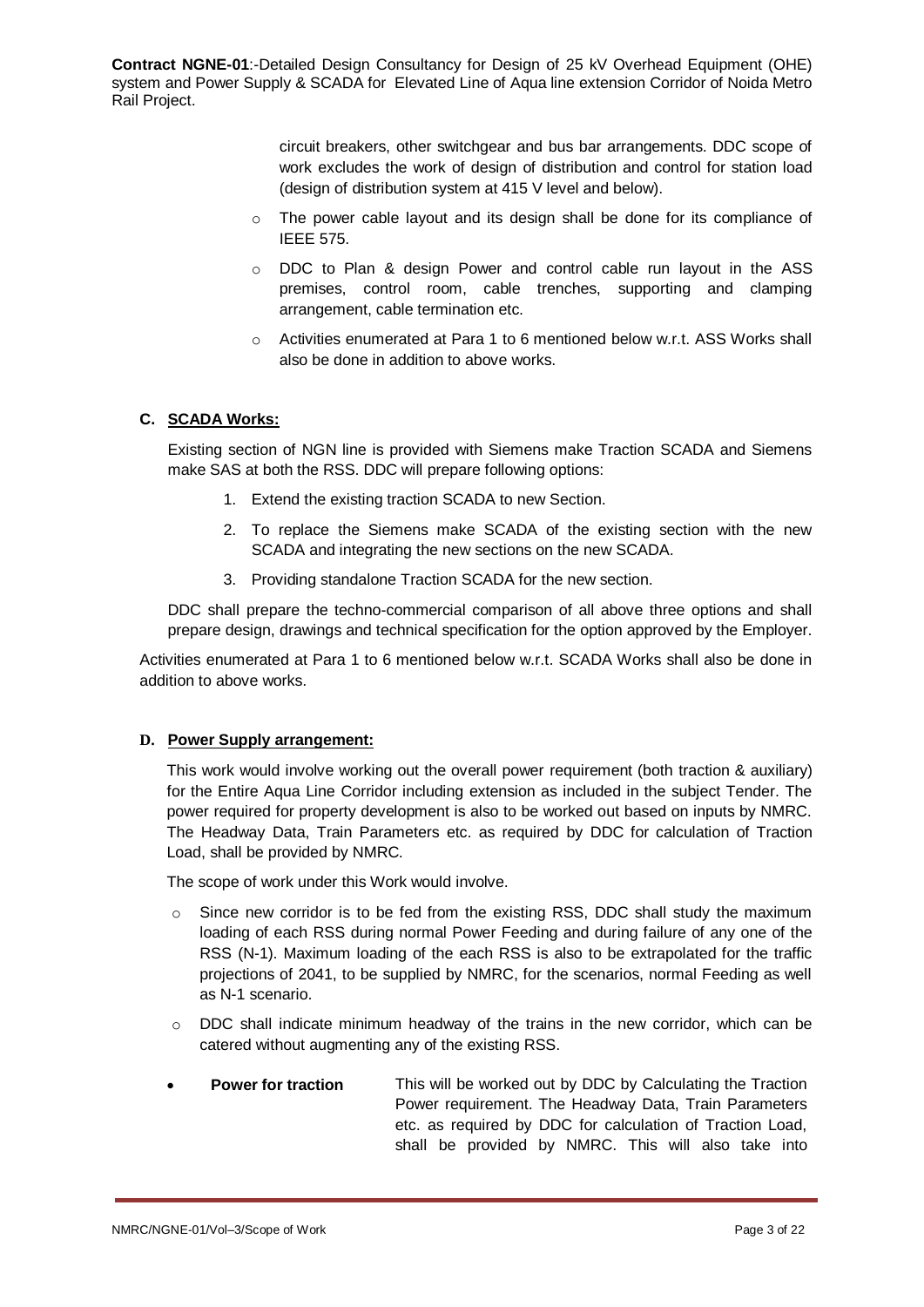circuit breakers, other switchgear and bus bar arrangements. DDC scope of work excludes the work of design of distribution and control for station load (design of distribution system at 415 V level and below).

- The power cable layout and its design shall be done for its compliance of IEEE 575.
- DDC to Plan & design Power and control cable run layout in the ASS premises, control room, cable trenches, supporting and clamping arrangement, cable termination etc.
- Activities enumerated at Para 1 to 6 mentioned below w.r.t. ASS Works shall also be done in addition to above works.

**C. SCADA Works:**

Existing section of NGN line is provided with Siemens make Traction SCADA and Siemens make SAS at both the RSS. DDC will prepare following options:

1. Extend the existing traction SCADA to new Section.
2. To replace the Siemens make SCADA of the existing section with the new SCADA and integrating the new sections on the new SCADA.
3. Providing standalone Traction SCADA for the new section.

DDC shall prepare the techno-commercial comparison of all above three options and shall prepare design, drawings and technical specification for the option approved by the Employer.

Activities enumerated at Para 1 to 6 mentioned below w.r.t. SCADA Works shall also be done in addition to above works.

**D. Power Supply arrangement:**

This work would involve working out the overall power requirement (both traction & auxiliary) for the Entire Aqua Line Corridor including extension as included in the subject Tender. The power required for property development is also to be worked out based on inputs by NMRC. The Headway Data, Train Parameters etc. as required by DDC for calculation of Traction Load, shall be provided by NMRC.

The scope of work under this Work would involve.

- Since new corridor is to be fed from the existing RSS, DDC shall study the maximum loading of each RSS during normal Power Feeding and during failure of any one of the RSS (N-1). Maximum loading of the each RSS is also to be extrapolated for the traffic projections of 2041, to be supplied by NMRC, for the scenarios, normal Feeding as well as N-1 scenario.
- DDC shall indicate minimum headway of the trains in the new corridor, which can be catered without augmenting any of the existing RSS.

- **Power for traction** — This will be worked out by DDC by Calculating the Traction Power requirement. The Headway Data, Train Parameters etc. as required by DDC for calculation of Traction Load, shall be provided by NMRC. This will also take into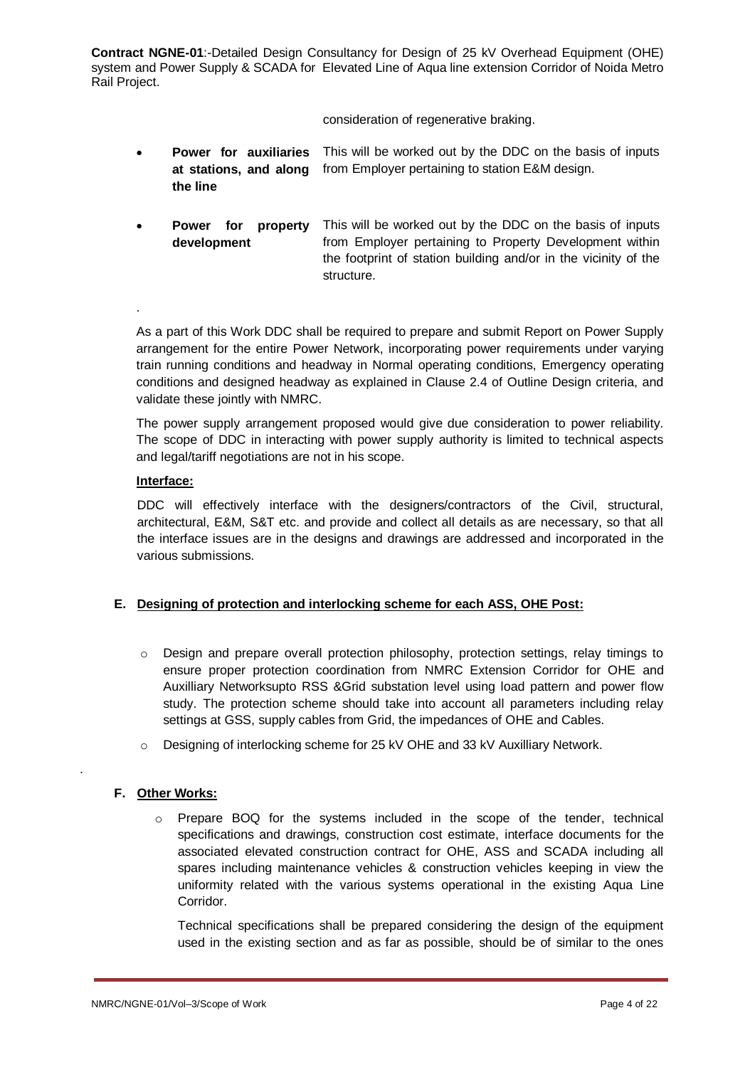consideration of regenerative braking.

- **Power for auxiliaries at stations, and along the line** — This will be worked out by the DDC on the basis of inputs from Employer pertaining to station E&M design.
- **Power for property development** — This will be worked out by the DDC on the basis of inputs from Employer pertaining to Property Development within the footprint of station building and/or in the vicinity of the structure.

.

As a part of this Work DDC shall be required to prepare and submit Report on Power Supply arrangement for the entire Power Network, incorporating power requirements under varying train running conditions and headway in Normal operating conditions, Emergency operating conditions and designed headway as explained in Clause 2.4 of Outline Design criteria, and validate these jointly with NMRC.

The power supply arrangement proposed would give due consideration to power reliability. The scope of DDC in interacting with power supply authority is limited to technical aspects and legal/tariff negotiations are not in his scope.

**Interface:**

DDC will effectively interface with the designers/contractors of the Civil, structural, architectural, E&M, S&T etc. and provide and collect all details as are necessary, so that all the interface issues are in the designs and drawings are addressed and incorporated in the various submissions.

### E. Designing of protection and interlocking scheme for each ASS, OHE Post:

- Design and prepare overall protection philosophy, protection settings, relay timings to ensure proper protection coordination from NMRC Extension Corridor for OHE and Auxilliary Networksupto RSS &Grid substation level using load pattern and power flow study. The protection scheme should take into account all parameters including relay settings at GSS, supply cables from Grid, the impedances of OHE and Cables.
- Designing of interlocking scheme for 25 kV OHE and 33 kV Auxilliary Network.

.

### F. Other Works:

- Prepare BOQ for the systems included in the scope of the tender, technical specifications and drawings, construction cost estimate, interface documents for the associated elevated construction contract for OHE, ASS and SCADA including all spares including maintenance vehicles & construction vehicles keeping in view the uniformity related with the various systems operational in the existing Aqua Line Corridor.

  Technical specifications shall be prepared considering the design of the equipment used in the existing section and as far as possible, should be of similar to the ones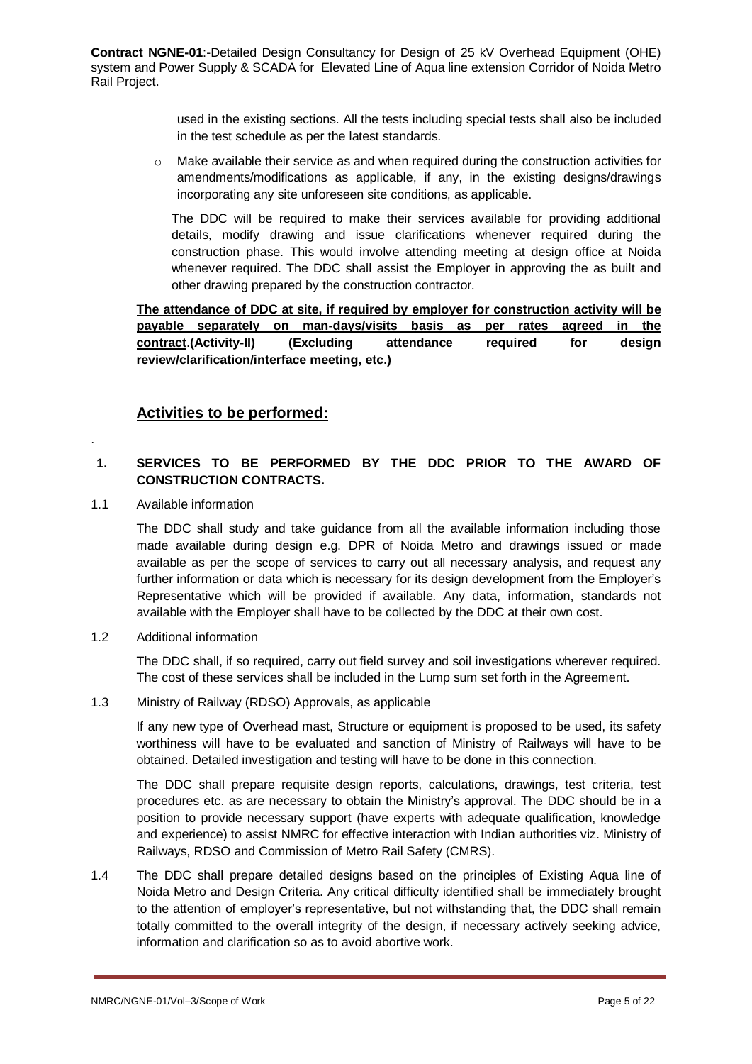used in the existing sections. All the tests including special tests shall also be included in the test schedule as per the latest standards.

- Make available their service as and when required during the construction activities for amendments/modifications as applicable, if any, in the existing designs/drawings incorporating any site unforeseen site conditions, as applicable.

The DDC will be required to make their services available for providing additional details, modify drawing and issue clarifications whenever required during the construction phase. This would involve attending meeting at design office at Noida whenever required. The DDC shall assist the Employer in approving the as built and other drawing prepared by the construction contractor.

**The attendance of DDC at site, if required by employer for construction activity will be payable separately on man-days/visits basis as per rates agreed in the contract.(Activity-II) (Excluding attendance required for design review/clarification/interface meeting, etc.)**

## Activities to be performed:

.

### 1. SERVICES TO BE PERFORMED BY THE DDC PRIOR TO THE AWARD OF CONSTRUCTION CONTRACTS.

1.1 Available information

The DDC shall study and take guidance from all the available information including those made available during design e.g. DPR of Noida Metro and drawings issued or made available as per the scope of services to carry out all necessary analysis, and request any further information or data which is necessary for its design development from the Employer's Representative which will be provided if available. Any data, information, standards not available with the Employer shall have to be collected by the DDC at their own cost.

1.2 Additional information

The DDC shall, if so required, carry out field survey and soil investigations wherever required. The cost of these services shall be included in the Lump sum set forth in the Agreement.

1.3 Ministry of Railway (RDSO) Approvals, as applicable

If any new type of Overhead mast, Structure or equipment is proposed to be used, its safety worthiness will have to be evaluated and sanction of Ministry of Railways will have to be obtained. Detailed investigation and testing will have to be done in this connection.

The DDC shall prepare requisite design reports, calculations, drawings, test criteria, test procedures etc. as are necessary to obtain the Ministry's approval. The DDC should be in a position to provide necessary support (have experts with adequate qualification, knowledge and experience) to assist NMRC for effective interaction with Indian authorities viz. Ministry of Railways, RDSO and Commission of Metro Rail Safety (CMRS).

1.4 The DDC shall prepare detailed designs based on the principles of Existing Aqua line of Noida Metro and Design Criteria. Any critical difficulty identified shall be immediately brought to the attention of employer's representative, but not withstanding that, the DDC shall remain totally committed to the overall integrity of the design, if necessary actively seeking advice, information and clarification so as to avoid abortive work.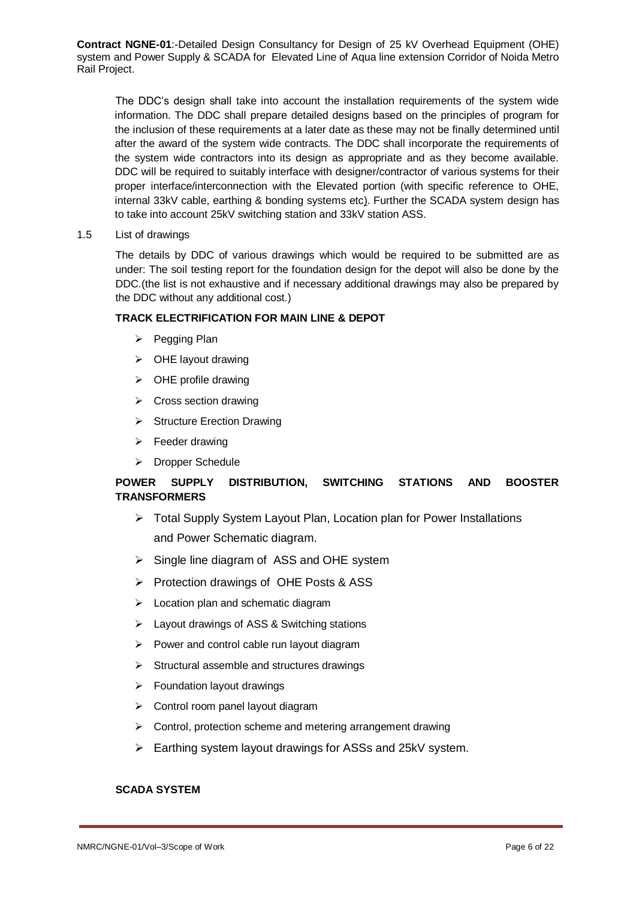The DDC's design shall take into account the installation requirements of the system wide information. The DDC shall prepare detailed designs based on the principles of program for the inclusion of these requirements at a later date as these may not be finally determined until after the award of the system wide contracts. The DDC shall incorporate the requirements of the system wide contractors into its design as appropriate and as they become available. DDC will be required to suitably interface with designer/contractor of various systems for their proper interface/interconnection with the Elevated portion (with specific reference to OHE, internal 33kV cable, earthing & bonding systems etc). Further the SCADA system design has to take into account 25kV switching station and 33kV station ASS.

1.5 List of drawings

The details by DDC of various drawings which would be required to be submitted are as under: The soil testing report for the foundation design for the depot will also be done by the DDC.(the list is not exhaustive and if necessary additional drawings may also be prepared by the DDC without any additional cost.)

**TRACK ELECTRIFICATION FOR MAIN LINE & DEPOT**

- Pegging Plan
- OHE layout drawing
- OHE profile drawing
- Cross section drawing
- Structure Erection Drawing
- Feeder drawing
- Dropper Schedule

**POWER SUPPLY DISTRIBUTION, SWITCHING STATIONS AND BOOSTER TRANSFORMERS**

- Total Supply System Layout Plan, Location plan for Power Installations and Power Schematic diagram.
- Single line diagram of ASS and OHE system
- Protection drawings of OHE Posts & ASS
- Location plan and schematic diagram
- Layout drawings of ASS & Switching stations
- Power and control cable run layout diagram
- Structural assemble and structures drawings
- Foundation layout drawings
- Control room panel layout diagram
- Control, protection scheme and metering arrangement drawing
- Earthing system layout drawings for ASSs and 25kV system.

**SCADA SYSTEM**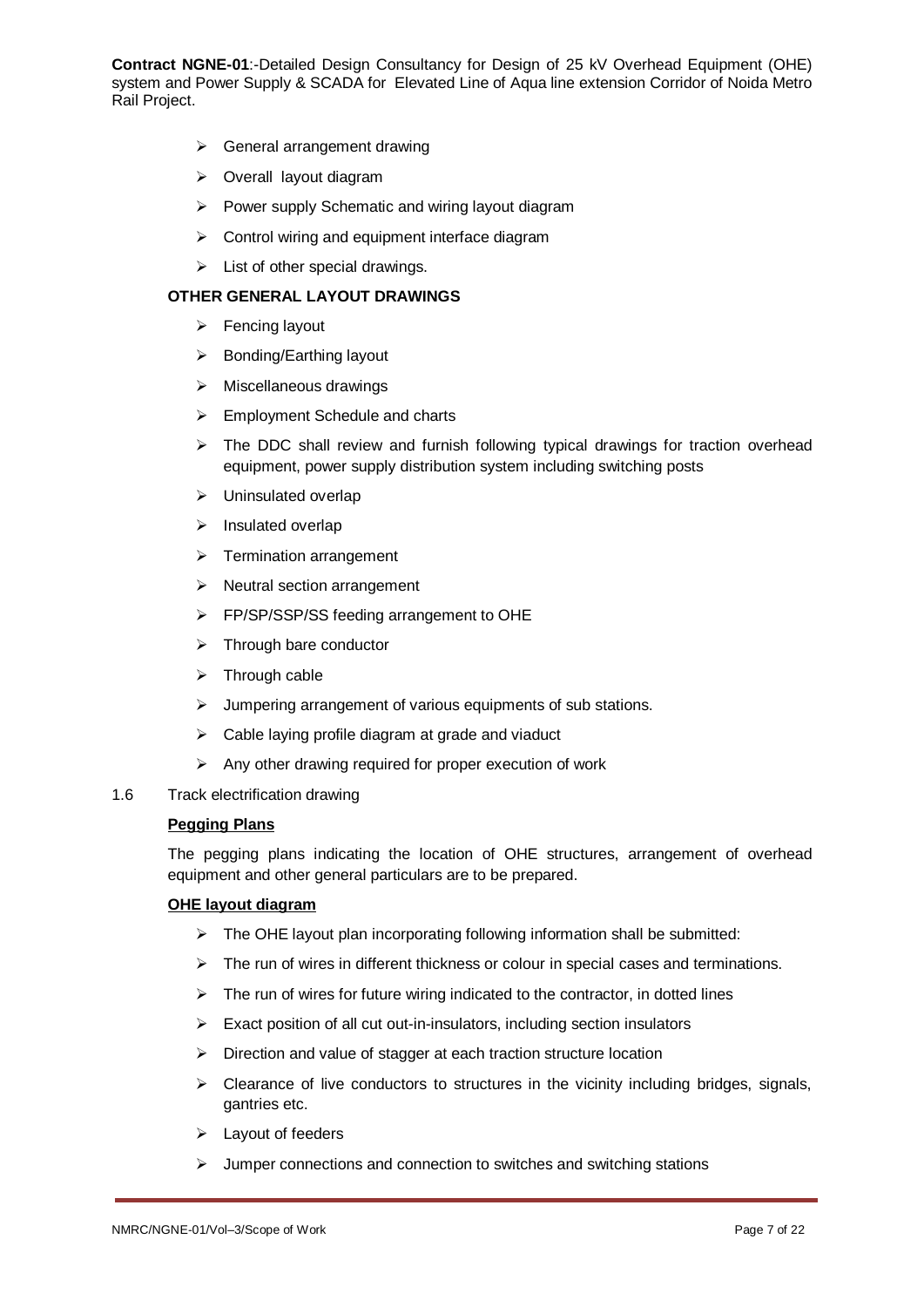- General arrangement drawing
- Overall layout diagram
- Power supply Schematic and wiring layout diagram
- Control wiring and equipment interface diagram
- List of other special drawings.

**OTHER GENERAL LAYOUT DRAWINGS**

- Fencing layout
- Bonding/Earthing layout
- Miscellaneous drawings
- Employment Schedule and charts
- The DDC shall review and furnish following typical drawings for traction overhead equipment, power supply distribution system including switching posts
- Uninsulated overlap
- Insulated overlap
- Termination arrangement
- Neutral section arrangement
- FP/SP/SSP/SS feeding arrangement to OHE
- Through bare conductor
- Through cable
- Jumpering arrangement of various equipments of sub stations.
- Cable laying profile diagram at grade and viaduct
- Any other drawing required for proper execution of work

1.6 Track electrification drawing

**Pegging Plans**

The pegging plans indicating the location of OHE structures, arrangement of overhead equipment and other general particulars are to be prepared.

**OHE layout diagram**

- The OHE layout plan incorporating following information shall be submitted:
- The run of wires in different thickness or colour in special cases and terminations.
- The run of wires for future wiring indicated to the contractor, in dotted lines
- Exact position of all cut out-in-insulators, including section insulators
- Direction and value of stagger at each traction structure location
- Clearance of live conductors to structures in the vicinity including bridges, signals, gantries etc.
- Layout of feeders
- Jumper connections and connection to switches and switching stations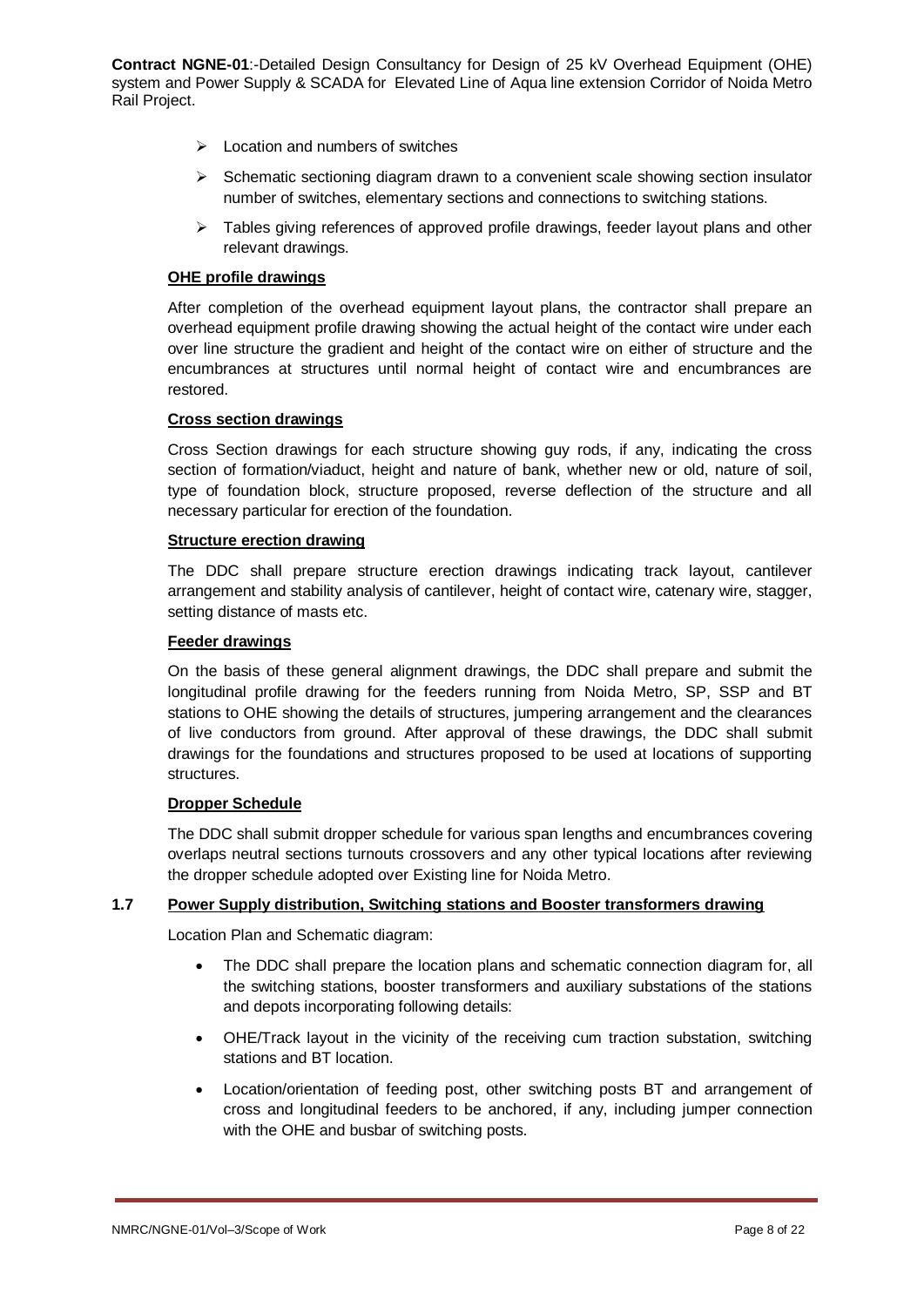- Location and numbers of switches
- Schematic sectioning diagram drawn to a convenient scale showing section insulator number of switches, elementary sections and connections to switching stations.
- Tables giving references of approved profile drawings, feeder layout plans and other relevant drawings.

**OHE profile drawings**

After completion of the overhead equipment layout plans, the contractor shall prepare an overhead equipment profile drawing showing the actual height of the contact wire under each over line structure the gradient and height of the contact wire on either of structure and the encumbrances at structures until normal height of contact wire and encumbrances are restored.

**Cross section drawings**

Cross Section drawings for each structure showing guy rods, if any, indicating the cross section of formation/viaduct, height and nature of bank, whether new or old, nature of soil, type of foundation block, structure proposed, reverse deflection of the structure and all necessary particular for erection of the foundation.

**Structure erection drawing**

The DDC shall prepare structure erection drawings indicating track layout, cantilever arrangement and stability analysis of cantilever, height of contact wire, catenary wire, stagger, setting distance of masts etc.

**Feeder drawings**

On the basis of these general alignment drawings, the DDC shall prepare and submit the longitudinal profile drawing for the feeders running from Noida Metro, SP, SSP and BT stations to OHE showing the details of structures, jumpering arrangement and the clearances of live conductors from ground. After approval of these drawings, the DDC shall submit drawings for the foundations and structures proposed to be used at locations of supporting structures.

**Dropper Schedule**

The DDC shall submit dropper schedule for various span lengths and encumbrances covering overlaps neutral sections turnouts crossovers and any other typical locations after reviewing the dropper schedule adopted over Existing line for Noida Metro.

## 1.7 Power Supply distribution, Switching stations and Booster transformers drawing

Location Plan and Schematic diagram:

- The DDC shall prepare the location plans and schematic connection diagram for, all the switching stations, booster transformers and auxiliary substations of the stations and depots incorporating following details:
- OHE/Track layout in the vicinity of the receiving cum traction substation, switching stations and BT location.
- Location/orientation of feeding post, other switching posts BT and arrangement of cross and longitudinal feeders to be anchored, if any, including jumper connection with the OHE and busbar of switching posts.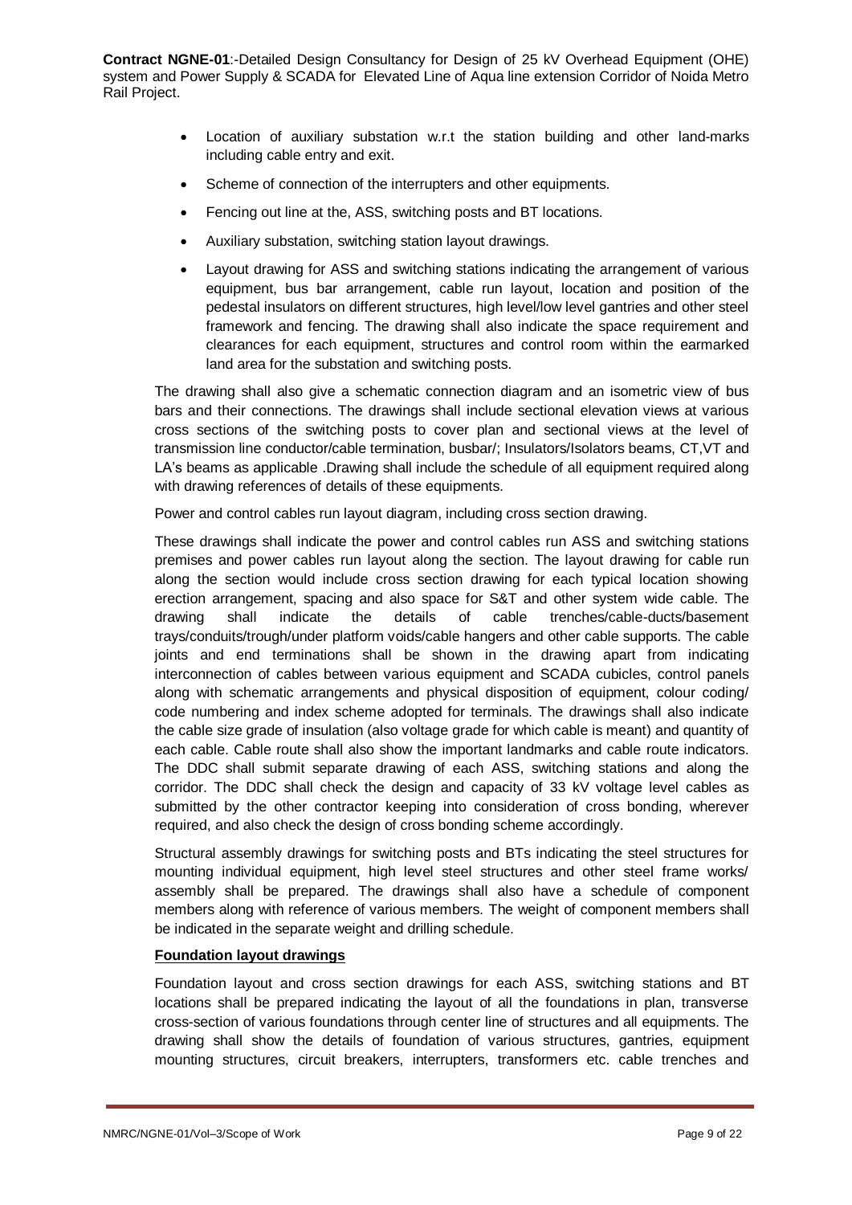- Location of auxiliary substation w.r.t the station building and other land-marks including cable entry and exit.
- Scheme of connection of the interrupters and other equipments.
- Fencing out line at the, ASS, switching posts and BT locations.
- Auxiliary substation, switching station layout drawings.
- Layout drawing for ASS and switching stations indicating the arrangement of various equipment, bus bar arrangement, cable run layout, location and position of the pedestal insulators on different structures, high level/low level gantries and other steel framework and fencing. The drawing shall also indicate the space requirement and clearances for each equipment, structures and control room within the earmarked land area for the substation and switching posts.

The drawing shall also give a schematic connection diagram and an isometric view of bus bars and their connections. The drawings shall include sectional elevation views at various cross sections of the switching posts to cover plan and sectional views at the level of transmission line conductor/cable termination, busbar/; Insulators/Isolators beams, CT,VT and LA's beams as applicable .Drawing shall include the schedule of all equipment required along with drawing references of details of these equipments.

Power and control cables run layout diagram, including cross section drawing.

These drawings shall indicate the power and control cables run ASS and switching stations premises and power cables run layout along the section. The layout drawing for cable run along the section would include cross section drawing for each typical location showing erection arrangement, spacing and also space for S&T and other system wide cable. The drawing shall indicate the details of cable trenches/cable-ducts/basement trays/conduits/trough/under platform voids/cable hangers and other cable supports. The cable joints and end terminations shall be shown in the drawing apart from indicating interconnection of cables between various equipment and SCADA cubicles, control panels along with schematic arrangements and physical disposition of equipment, colour coding/ code numbering and index scheme adopted for terminals. The drawings shall also indicate the cable size grade of insulation (also voltage grade for which cable is meant) and quantity of each cable. Cable route shall also show the important landmarks and cable route indicators. The DDC shall submit separate drawing of each ASS, switching stations and along the corridor. The DDC shall check the design and capacity of 33 kV voltage level cables as submitted by the other contractor keeping into consideration of cross bonding, wherever required, and also check the design of cross bonding scheme accordingly.

Structural assembly drawings for switching posts and BTs indicating the steel structures for mounting individual equipment, high level steel structures and other steel frame works/ assembly shall be prepared. The drawings shall also have a schedule of component members along with reference of various members. The weight of component members shall be indicated in the separate weight and drilling schedule.

**Foundation layout drawings**

Foundation layout and cross section drawings for each ASS, switching stations and BT locations shall be prepared indicating the layout of all the foundations in plan, transverse cross-section of various foundations through center line of structures and all equipments. The drawing shall show the details of foundation of various structures, gantries, equipment mounting structures, circuit breakers, interrupters, transformers etc. cable trenches and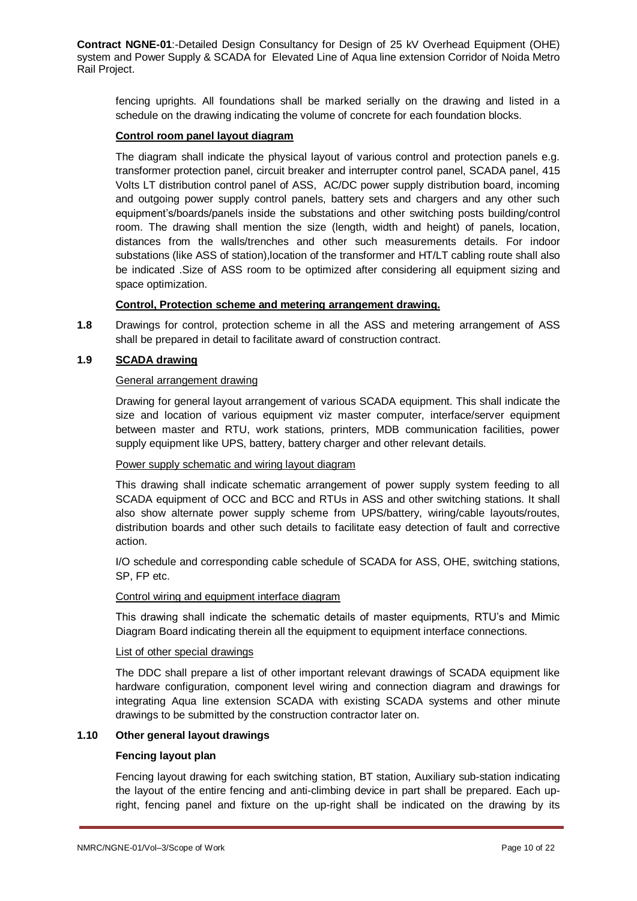fencing uprights. All foundations shall be marked serially on the drawing and listed in a schedule on the drawing indicating the volume of concrete for each foundation blocks.

**Control room panel layout diagram**

The diagram shall indicate the physical layout of various control and protection panels e.g. transformer protection panel, circuit breaker and interrupter control panel, SCADA panel, 415 Volts LT distribution control panel of ASS, AC/DC power supply distribution board, incoming and outgoing power supply control panels, battery sets and chargers and any other such equipment's/boards/panels inside the substations and other switching posts building/control room. The drawing shall mention the size (length, width and height) of panels, location, distances from the walls/trenches and other such measurements details. For indoor substations (like ASS of station),location of the transformer and HT/LT cabling route shall also be indicated .Size of ASS room to be optimized after considering all equipment sizing and space optimization.

**Control, Protection scheme and metering arrangement drawing.**

**1.8** Drawings for control, protection scheme in all the ASS and metering arrangement of ASS shall be prepared in detail to facilitate award of construction contract.

## 1.9 SCADA drawing

General arrangement drawing

Drawing for general layout arrangement of various SCADA equipment. This shall indicate the size and location of various equipment viz master computer, interface/server equipment between master and RTU, work stations, printers, MDB communication facilities, power supply equipment like UPS, battery, battery charger and other relevant details.

Power supply schematic and wiring layout diagram

This drawing shall indicate schematic arrangement of power supply system feeding to all SCADA equipment of OCC and BCC and RTUs in ASS and other switching stations. It shall also show alternate power supply scheme from UPS/battery, wiring/cable layouts/routes, distribution boards and other such details to facilitate easy detection of fault and corrective action.

I/O schedule and corresponding cable schedule of SCADA for ASS, OHE, switching stations, SP, FP etc.

Control wiring and equipment interface diagram

This drawing shall indicate the schematic details of master equipments, RTU's and Mimic Diagram Board indicating therein all the equipment to equipment interface connections.

List of other special drawings

The DDC shall prepare a list of other important relevant drawings of SCADA equipment like hardware configuration, component level wiring and connection diagram and drawings for integrating Aqua line extension SCADA with existing SCADA systems and other minute drawings to be submitted by the construction contractor later on.

## 1.10 Other general layout drawings

**Fencing layout plan**

Fencing layout drawing for each switching station, BT station, Auxiliary sub-station indicating the layout of the entire fencing and anti-climbing device in part shall be prepared. Each up-right, fencing panel and fixture on the up-right shall be indicated on the drawing by its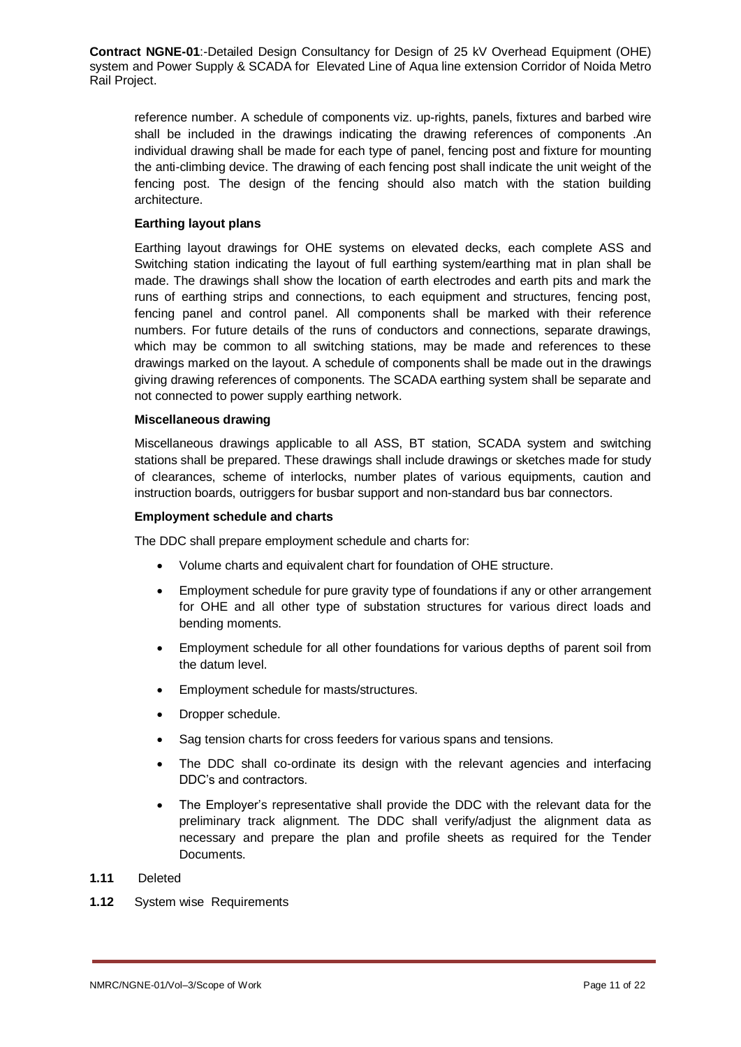reference number. A schedule of components viz. up-rights, panels, fixtures and barbed wire shall be included in the drawings indicating the drawing references of components .An individual drawing shall be made for each type of panel, fencing post and fixture for mounting the anti-climbing device. The drawing of each fencing post shall indicate the unit weight of the fencing post. The design of the fencing should also match with the station building architecture.

**Earthing layout plans**

Earthing layout drawings for OHE systems on elevated decks, each complete ASS and Switching station indicating the layout of full earthing system/earthing mat in plan shall be made. The drawings shall show the location of earth electrodes and earth pits and mark the runs of earthing strips and connections, to each equipment and structures, fencing post, fencing panel and control panel. All components shall be marked with their reference numbers. For future details of the runs of conductors and connections, separate drawings, which may be common to all switching stations, may be made and references to these drawings marked on the layout. A schedule of components shall be made out in the drawings giving drawing references of components. The SCADA earthing system shall be separate and not connected to power supply earthing network.

**Miscellaneous drawing**

Miscellaneous drawings applicable to all ASS, BT station, SCADA system and switching stations shall be prepared. These drawings shall include drawings or sketches made for study of clearances, scheme of interlocks, number plates of various equipments, caution and instruction boards, outriggers for busbar support and non-standard bus bar connectors.

**Employment schedule and charts**

The DDC shall prepare employment schedule and charts for:

- Volume charts and equivalent chart for foundation of OHE structure.
- Employment schedule for pure gravity type of foundations if any or other arrangement for OHE and all other type of substation structures for various direct loads and bending moments.
- Employment schedule for all other foundations for various depths of parent soil from the datum level.
- Employment schedule for masts/structures.
- Dropper schedule.
- Sag tension charts for cross feeders for various spans and tensions.
- The DDC shall co-ordinate its design with the relevant agencies and interfacing DDC's and contractors.
- The Employer's representative shall provide the DDC with the relevant data for the preliminary track alignment. The DDC shall verify/adjust the alignment data as necessary and prepare the plan and profile sheets as required for the Tender Documents.

**1.11** Deleted

**1.12** System wise Requirements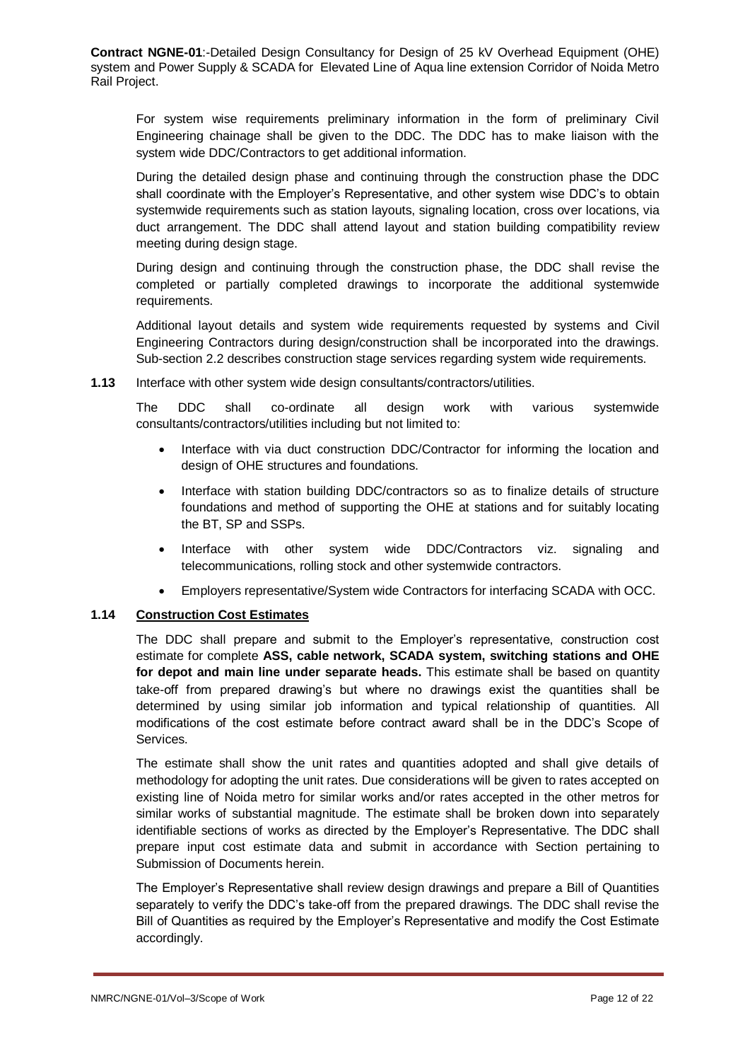For system wise requirements preliminary information in the form of preliminary Civil Engineering chainage shall be given to the DDC. The DDC has to make liaison with the system wide DDC/Contractors to get additional information.

During the detailed design phase and continuing through the construction phase the DDC shall coordinate with the Employer's Representative, and other system wise DDC's to obtain systemwide requirements such as station layouts, signaling location, cross over locations, via duct arrangement. The DDC shall attend layout and station building compatibility review meeting during design stage.

During design and continuing through the construction phase, the DDC shall revise the completed or partially completed drawings to incorporate the additional systemwide requirements.

Additional layout details and system wide requirements requested by systems and Civil Engineering Contractors during design/construction shall be incorporated into the drawings. Sub-section 2.2 describes construction stage services regarding system wide requirements.

**1.13** Interface with other system wide design consultants/contractors/utilities.

The DDC shall co-ordinate all design work with various systemwide consultants/contractors/utilities including but not limited to:

- Interface with via duct construction DDC/Contractor for informing the location and design of OHE structures and foundations.
- Interface with station building DDC/contractors so as to finalize details of structure foundations and method of supporting the OHE at stations and for suitably locating the BT, SP and SSPs.
- Interface with other system wide DDC/Contractors viz. signaling and telecommunications, rolling stock and other systemwide contractors.
- Employers representative/System wide Contractors for interfacing SCADA with OCC.

### 1.14 Construction Cost Estimates

The DDC shall prepare and submit to the Employer's representative, construction cost estimate for complete **ASS, cable network, SCADA system, switching stations and OHE for depot and main line under separate heads.** This estimate shall be based on quantity take-off from prepared drawing's but where no drawings exist the quantities shall be determined by using similar job information and typical relationship of quantities. All modifications of the cost estimate before contract award shall be in the DDC's Scope of Services.

The estimate shall show the unit rates and quantities adopted and shall give details of methodology for adopting the unit rates. Due considerations will be given to rates accepted on existing line of Noida metro for similar works and/or rates accepted in the other metros for similar works of substantial magnitude. The estimate shall be broken down into separately identifiable sections of works as directed by the Employer's Representative. The DDC shall prepare input cost estimate data and submit in accordance with Section pertaining to Submission of Documents herein.

The Employer's Representative shall review design drawings and prepare a Bill of Quantities separately to verify the DDC's take-off from the prepared drawings. The DDC shall revise the Bill of Quantities as required by the Employer's Representative and modify the Cost Estimate accordingly.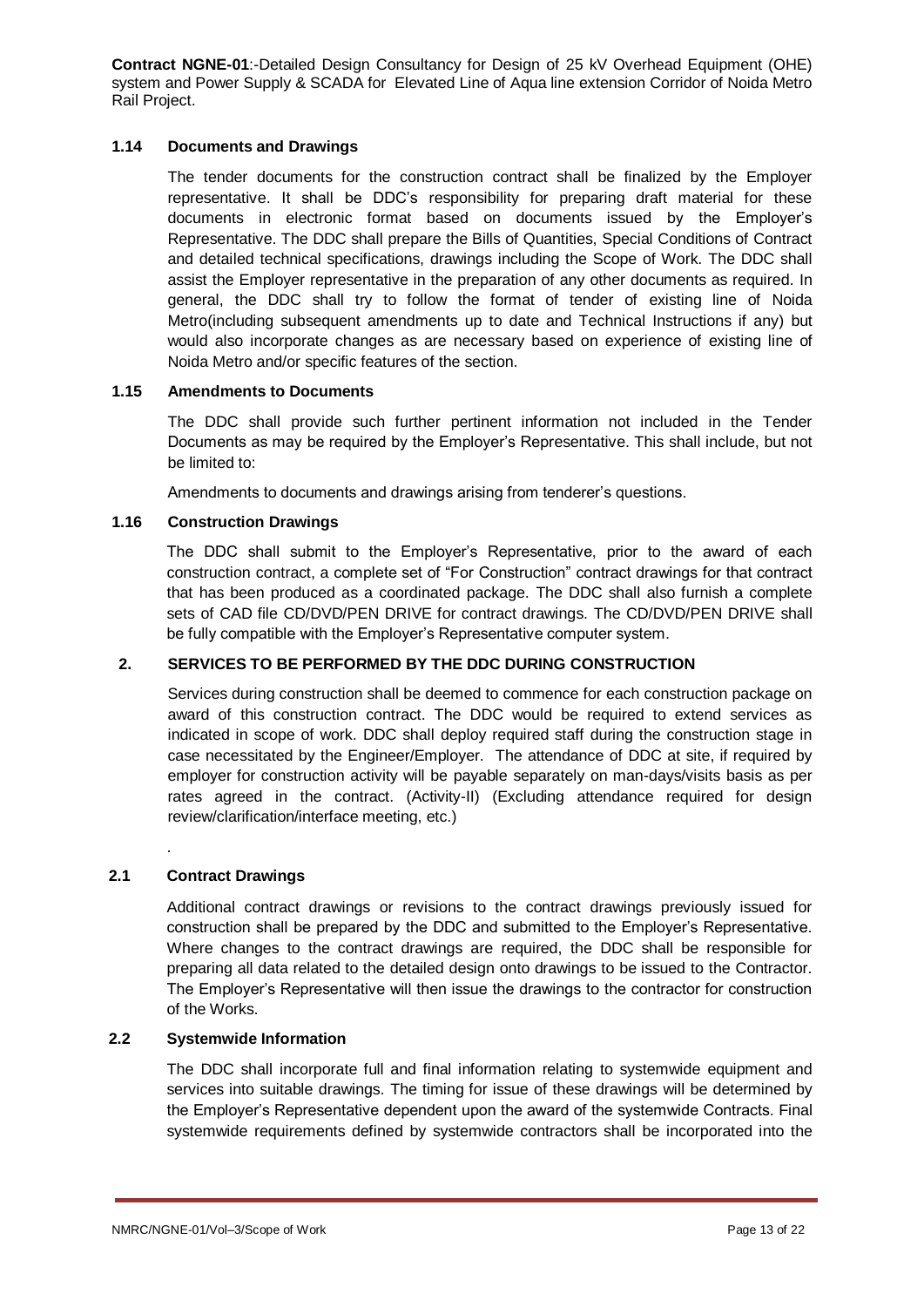**1.14 Documents and Drawings**

The tender documents for the construction contract shall be finalized by the Employer representative. It shall be DDC's responsibility for preparing draft material for these documents in electronic format based on documents issued by the Employer's Representative. The DDC shall prepare the Bills of Quantities, Special Conditions of Contract and detailed technical specifications, drawings including the Scope of Work. The DDC shall assist the Employer representative in the preparation of any other documents as required. In general, the DDC shall try to follow the format of tender of existing line of Noida Metro(including subsequent amendments up to date and Technical Instructions if any) but would also incorporate changes as are necessary based on experience of existing line of Noida Metro and/or specific features of the section.

**1.15 Amendments to Documents**

The DDC shall provide such further pertinent information not included in the Tender Documents as may be required by the Employer's Representative. This shall include, but not be limited to:

Amendments to documents and drawings arising from tenderer's questions.

**1.16 Construction Drawings**

The DDC shall submit to the Employer's Representative, prior to the award of each construction contract, a complete set of "For Construction" contract drawings for that contract that has been produced as a coordinated package. The DDC shall also furnish a complete sets of CAD file CD/DVD/PEN DRIVE for contract drawings. The CD/DVD/PEN DRIVE shall be fully compatible with the Employer's Representative computer system.

**2. SERVICES TO BE PERFORMED BY THE DDC DURING CONSTRUCTION**

Services during construction shall be deemed to commence for each construction package on award of this construction contract. The DDC would be required to extend services as indicated in scope of work. DDC shall deploy required staff during the construction stage in case necessitated by the Engineer/Employer. The attendance of DDC at site, if required by employer for construction activity will be payable separately on man-days/visits basis as per rates agreed in the contract. (Activity-II) (Excluding attendance required for design review/clarification/interface meeting, etc.)

.

**2.1 Contract Drawings**

Additional contract drawings or revisions to the contract drawings previously issued for construction shall be prepared by the DDC and submitted to the Employer's Representative. Where changes to the contract drawings are required, the DDC shall be responsible for preparing all data related to the detailed design onto drawings to be issued to the Contractor. The Employer's Representative will then issue the drawings to the contractor for construction of the Works.

**2.2 Systemwide Information**

The DDC shall incorporate full and final information relating to systemwide equipment and services into suitable drawings. The timing for issue of these drawings will be determined by the Employer's Representative dependent upon the award of the systemwide Contracts. Final systemwide requirements defined by systemwide contractors shall be incorporated into the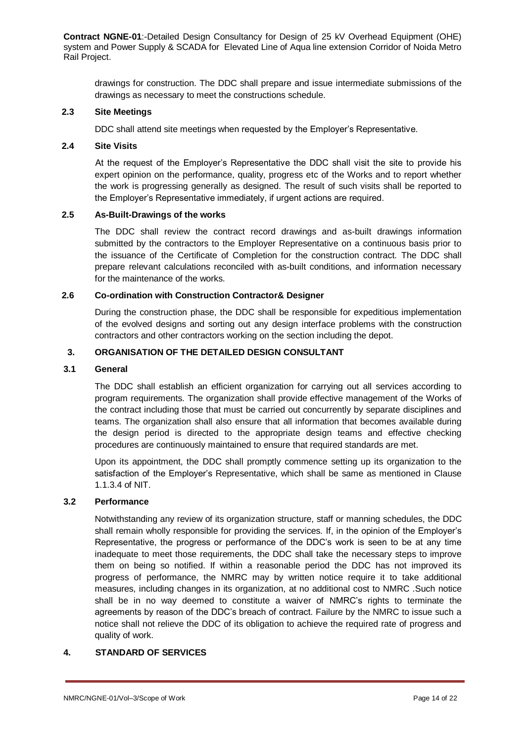drawings for construction. The DDC shall prepare and issue intermediate submissions of the drawings as necessary to meet the constructions schedule.

### 2.3 Site Meetings

DDC shall attend site meetings when requested by the Employer's Representative.

### 2.4 Site Visits

At the request of the Employer's Representative the DDC shall visit the site to provide his expert opinion on the performance, quality, progress etc of the Works and to report whether the work is progressing generally as designed. The result of such visits shall be reported to the Employer's Representative immediately, if urgent actions are required.

### 2.5 As-Built-Drawings of the works

The DDC shall review the contract record drawings and as-built drawings information submitted by the contractors to the Employer Representative on a continuous basis prior to the issuance of the Certificate of Completion for the construction contract. The DDC shall prepare relevant calculations reconciled with as-built conditions, and information necessary for the maintenance of the works.

### 2.6 Co-ordination with Construction Contractor& Designer

During the construction phase, the DDC shall be responsible for expeditious implementation of the evolved designs and sorting out any design interface problems with the construction contractors and other contractors working on the section including the depot.

## 3. ORGANISATION OF THE DETAILED DESIGN CONSULTANT

### 3.1 General

The DDC shall establish an efficient organization for carrying out all services according to program requirements. The organization shall provide effective management of the Works of the contract including those that must be carried out concurrently by separate disciplines and teams. The organization shall also ensure that all information that becomes available during the design period is directed to the appropriate design teams and effective checking procedures are continuously maintained to ensure that required standards are met.

Upon its appointment, the DDC shall promptly commence setting up its organization to the satisfaction of the Employer's Representative, which shall be same as mentioned in Clause 1.1.3.4 of NIT.

### 3.2 Performance

Notwithstanding any review of its organization structure, staff or manning schedules, the DDC shall remain wholly responsible for providing the services. If, in the opinion of the Employer's Representative, the progress or performance of the DDC's work is seen to be at any time inadequate to meet those requirements, the DDC shall take the necessary steps to improve them on being so notified. If within a reasonable period the DDC has not improved its progress of performance, the NMRC may by written notice require it to take additional measures, including changes in its organization, at no additional cost to NMRC .Such notice shall be in no way deemed to constitute a waiver of NMRC's rights to terminate the agreements by reason of the DDC's breach of contract. Failure by the NMRC to issue such a notice shall not relieve the DDC of its obligation to achieve the required rate of progress and quality of work.

## 4. STANDARD OF SERVICES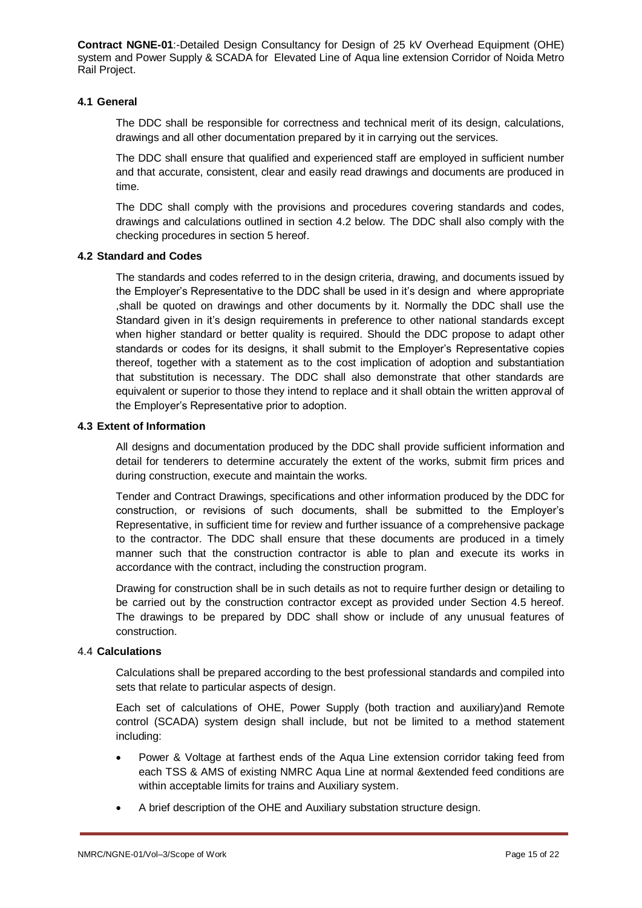**Contract NGNE-01**:-Detailed Design Consultancy for Design of 25 kV Overhead Equipment (OHE) system and Power Supply & SCADA for Elevated Line of Aqua line extension Corridor of Noida Metro Rail Project.

### 4.1 General

The DDC shall be responsible for correctness and technical merit of its design, calculations, drawings and all other documentation prepared by it in carrying out the services.

The DDC shall ensure that qualified and experienced staff are employed in sufficient number and that accurate, consistent, clear and easily read drawings and documents are produced in time.

The DDC shall comply with the provisions and procedures covering standards and codes, drawings and calculations outlined in section 4.2 below. The DDC shall also comply with the checking procedures in section 5 hereof.

### 4.2 Standard and Codes

The standards and codes referred to in the design criteria, drawing, and documents issued by the Employer's Representative to the DDC shall be used in it's design and where appropriate ,shall be quoted on drawings and other documents by it. Normally the DDC shall use the Standard given in it's design requirements in preference to other national standards except when higher standard or better quality is required. Should the DDC propose to adapt other standards or codes for its designs, it shall submit to the Employer's Representative copies thereof, together with a statement as to the cost implication of adoption and substantiation that substitution is necessary. The DDC shall also demonstrate that other standards are equivalent or superior to those they intend to replace and it shall obtain the written approval of the Employer's Representative prior to adoption.

### 4.3 Extent of Information

All designs and documentation produced by the DDC shall provide sufficient information and detail for tenderers to determine accurately the extent of the works, submit firm prices and during construction, execute and maintain the works.

Tender and Contract Drawings, specifications and other information produced by the DDC for construction, or revisions of such documents, shall be submitted to the Employer's Representative, in sufficient time for review and further issuance of a comprehensive package to the contractor. The DDC shall ensure that these documents are produced in a timely manner such that the construction contractor is able to plan and execute its works in accordance with the contract, including the construction program.

Drawing for construction shall be in such details as not to require further design or detailing to be carried out by the construction contractor except as provided under Section 4.5 hereof. The drawings to be prepared by DDC shall show or include of any unusual features of construction.

### 4.4 Calculations

Calculations shall be prepared according to the best professional standards and compiled into sets that relate to particular aspects of design.

Each set of calculations of OHE, Power Supply (both traction and auxiliary)and Remote control (SCADA) system design shall include, but not be limited to a method statement including:

- Power & Voltage at farthest ends of the Aqua Line extension corridor taking feed from each TSS & AMS of existing NMRC Aqua Line at normal &extended feed conditions are within acceptable limits for trains and Auxiliary system.
- A brief description of the OHE and Auxiliary substation structure design.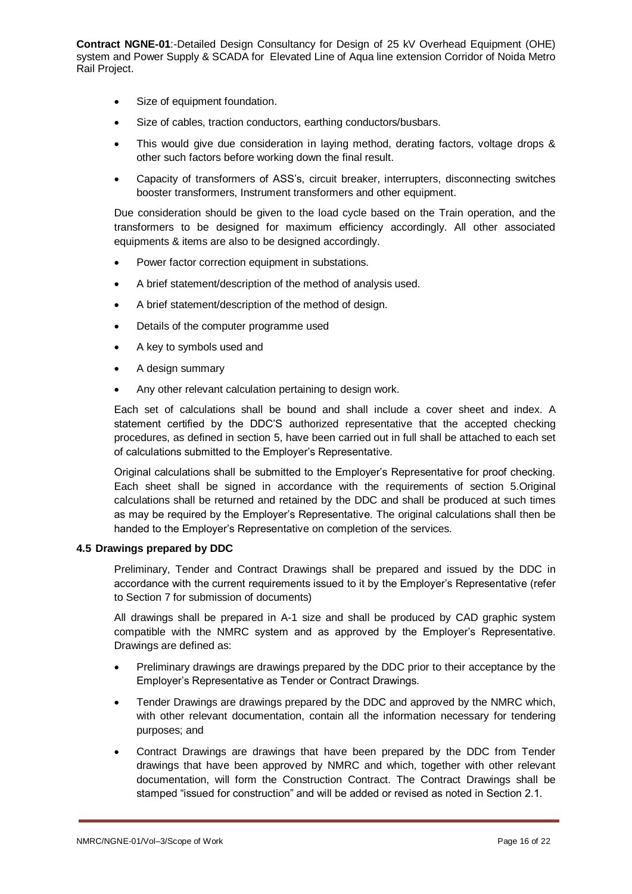- Size of equipment foundation.
- Size of cables, traction conductors, earthing conductors/busbars.
- This would give due consideration in laying method, derating factors, voltage drops & other such factors before working down the final result.
- Capacity of transformers of ASS's, circuit breaker, interrupters, disconnecting switches booster transformers, Instrument transformers and other equipment.

Due consideration should be given to the load cycle based on the Train operation, and the transformers to be designed for maximum efficiency accordingly. All other associated equipments & items are also to be designed accordingly.

- Power factor correction equipment in substations.
- A brief statement/description of the method of analysis used.
- A brief statement/description of the method of design.
- Details of the computer programme used
- A key to symbols used and
- A design summary
- Any other relevant calculation pertaining to design work.

Each set of calculations shall be bound and shall include a cover sheet and index. A statement certified by the DDC'S authorized representative that the accepted checking procedures, as defined in section 5, have been carried out in full shall be attached to each set of calculations submitted to the Employer's Representative.

Original calculations shall be submitted to the Employer's Representative for proof checking. Each sheet shall be signed in accordance with the requirements of section 5.Original calculations shall be returned and retained by the DDC and shall be produced at such times as may be required by the Employer's Representative. The original calculations shall then be handed to the Employer's Representative on completion of the services.

### 4.5 Drawings prepared by DDC

Preliminary, Tender and Contract Drawings shall be prepared and issued by the DDC in accordance with the current requirements issued to it by the Employer's Representative (refer to Section 7 for submission of documents)

All drawings shall be prepared in A-1 size and shall be produced by CAD graphic system compatible with the NMRC system and as approved by the Employer's Representative. Drawings are defined as:

- Preliminary drawings are drawings prepared by the DDC prior to their acceptance by the Employer's Representative as Tender or Contract Drawings.
- Tender Drawings are drawings prepared by the DDC and approved by the NMRC which, with other relevant documentation, contain all the information necessary for tendering purposes; and
- Contract Drawings are drawings that have been prepared by the DDC from Tender drawings that have been approved by NMRC and which, together with other relevant documentation, will form the Construction Contract. The Contract Drawings shall be stamped "issued for construction" and will be added or revised as noted in Section 2.1.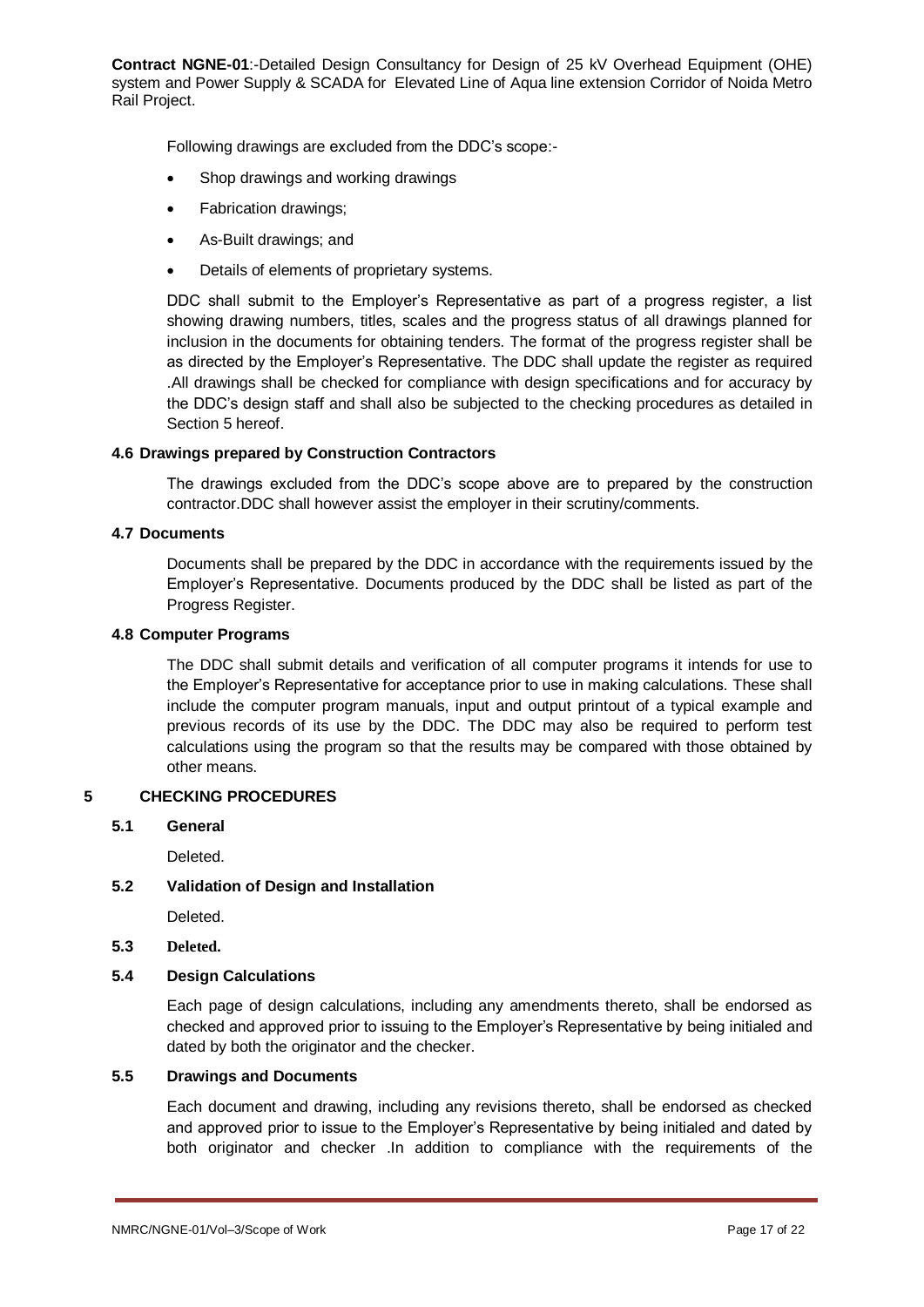Following drawings are excluded from the DDC's scope:-

- Shop drawings and working drawings
- Fabrication drawings;
- As-Built drawings; and
- Details of elements of proprietary systems.

DDC shall submit to the Employer's Representative as part of a progress register, a list showing drawing numbers, titles, scales and the progress status of all drawings planned for inclusion in the documents for obtaining tenders. The format of the progress register shall be as directed by the Employer's Representative. The DDC shall update the register as required .All drawings shall be checked for compliance with design specifications and for accuracy by the DDC's design staff and shall also be subjected to the checking procedures as detailed in Section 5 hereof.

### 4.6 Drawings prepared by Construction Contractors

The drawings excluded from the DDC's scope above are to prepared by the construction contractor.DDC shall however assist the employer in their scrutiny/comments.

### 4.7 Documents

Documents shall be prepared by the DDC in accordance with the requirements issued by the Employer's Representative. Documents produced by the DDC shall be listed as part of the Progress Register.

### 4.8 Computer Programs

The DDC shall submit details and verification of all computer programs it intends for use to the Employer's Representative for acceptance prior to use in making calculations. These shall include the computer program manuals, input and output printout of a typical example and previous records of its use by the DDC. The DDC may also be required to perform test calculations using the program so that the results may be compared with those obtained by other means.

## 5 CHECKING PROCEDURES

### 5.1 General

Deleted.

### 5.2 Validation of Design and Installation

Deleted.

### 5.3 Deleted.

### 5.4 Design Calculations

Each page of design calculations, including any amendments thereto, shall be endorsed as checked and approved prior to issuing to the Employer's Representative by being initialed and dated by both the originator and the checker.

### 5.5 Drawings and Documents

Each document and drawing, including any revisions thereto, shall be endorsed as checked and approved prior to issue to the Employer's Representative by being initialed and dated by both originator and checker .In addition to compliance with the requirements of the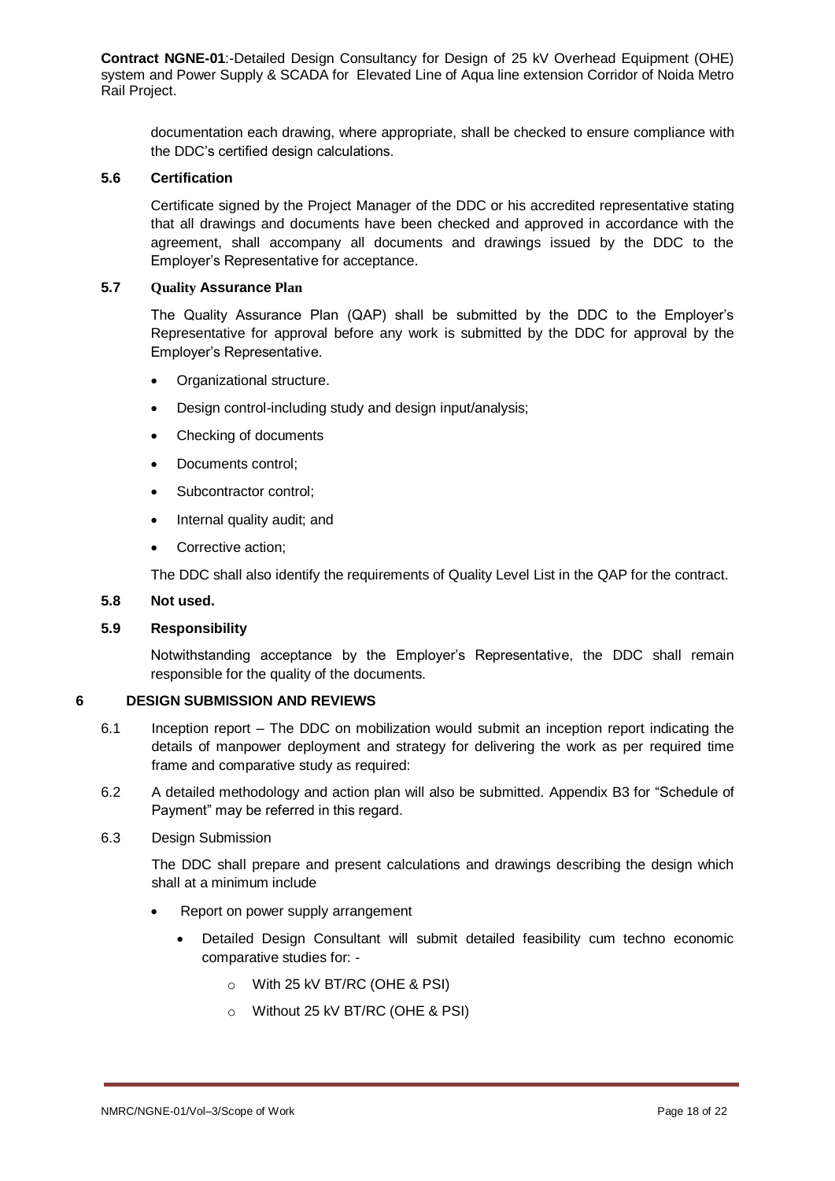documentation each drawing, where appropriate, shall be checked to ensure compliance with the DDC's certified design calculations.

### 5.6 Certification

Certificate signed by the Project Manager of the DDC or his accredited representative stating that all drawings and documents have been checked and approved in accordance with the agreement, shall accompany all documents and drawings issued by the DDC to the Employer's Representative for acceptance.

### 5.7 Quality Assurance Plan

The Quality Assurance Plan (QAP) shall be submitted by the DDC to the Employer's Representative for approval before any work is submitted by the DDC for approval by the Employer's Representative.

- Organizational structure.
- Design control-including study and design input/analysis;
- Checking of documents
- Documents control;
- Subcontractor control;
- Internal quality audit; and
- Corrective action;

The DDC shall also identify the requirements of Quality Level List in the QAP for the contract.

### 5.8 Not used.

### 5.9 Responsibility

Notwithstanding acceptance by the Employer's Representative, the DDC shall remain responsible for the quality of the documents.

## 6 DESIGN SUBMISSION AND REVIEWS

6.1 Inception report – The DDC on mobilization would submit an inception report indicating the details of manpower deployment and strategy for delivering the work as per required time frame and comparative study as required:

6.2 A detailed methodology and action plan will also be submitted. Appendix B3 for "Schedule of Payment" may be referred in this regard.

6.3 Design Submission

The DDC shall prepare and present calculations and drawings describing the design which shall at a minimum include

- Report on power supply arrangement
  - Detailed Design Consultant will submit detailed feasibility cum techno economic comparative studies for: -
    - With 25 kV BT/RC (OHE & PSI)
    - Without 25 kV BT/RC (OHE & PSI)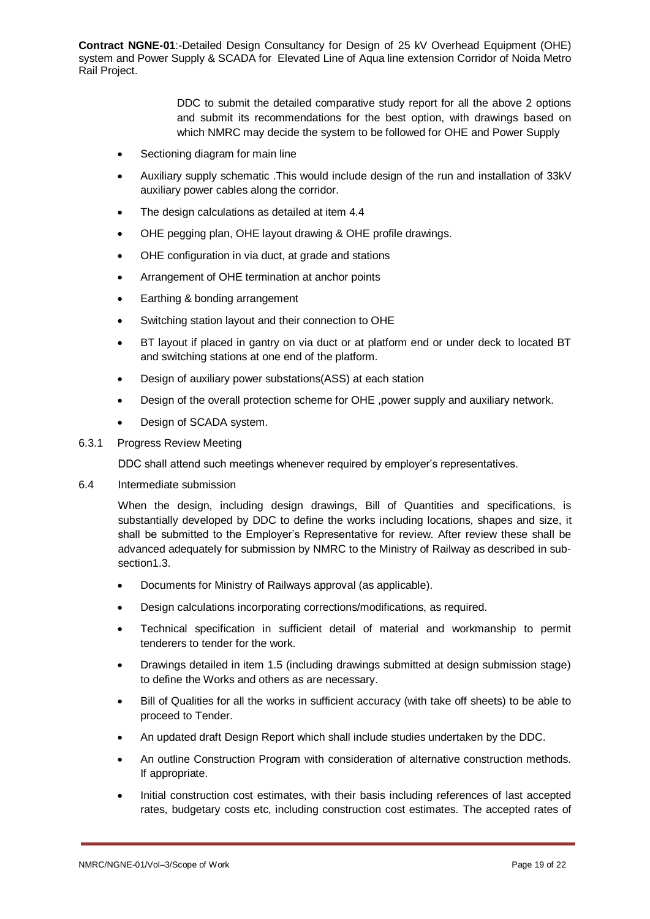DDC to submit the detailed comparative study report for all the above 2 options and submit its recommendations for the best option, with drawings based on which NMRC may decide the system to be followed for OHE and Power Supply

- Sectioning diagram for main line
- Auxiliary supply schematic .This would include design of the run and installation of 33kV auxiliary power cables along the corridor.
- The design calculations as detailed at item 4.4
- OHE pegging plan, OHE layout drawing & OHE profile drawings.
- OHE configuration in via duct, at grade and stations
- Arrangement of OHE termination at anchor points
- Earthing & bonding arrangement
- Switching station layout and their connection to OHE
- BT layout if placed in gantry on via duct or at platform end or under deck to located BT and switching stations at one end of the platform.
- Design of auxiliary power substations(ASS) at each station
- Design of the overall protection scheme for OHE ,power supply and auxiliary network.
- Design of SCADA system.

6.3.1 Progress Review Meeting

DDC shall attend such meetings whenever required by employer's representatives.

6.4 Intermediate submission

When the design, including design drawings, Bill of Quantities and specifications, is substantially developed by DDC to define the works including locations, shapes and size, it shall be submitted to the Employer's Representative for review. After review these shall be advanced adequately for submission by NMRC to the Ministry of Railway as described in sub-section1.3.

- Documents for Ministry of Railways approval (as applicable).
- Design calculations incorporating corrections/modifications, as required.
- Technical specification in sufficient detail of material and workmanship to permit tenderers to tender for the work.
- Drawings detailed in item 1.5 (including drawings submitted at design submission stage) to define the Works and others as are necessary.
- Bill of Qualities for all the works in sufficient accuracy (with take off sheets) to be able to proceed to Tender.
- An updated draft Design Report which shall include studies undertaken by the DDC.
- An outline Construction Program with consideration of alternative construction methods. If appropriate.
- Initial construction cost estimates, with their basis including references of last accepted rates, budgetary costs etc, including construction cost estimates. The accepted rates of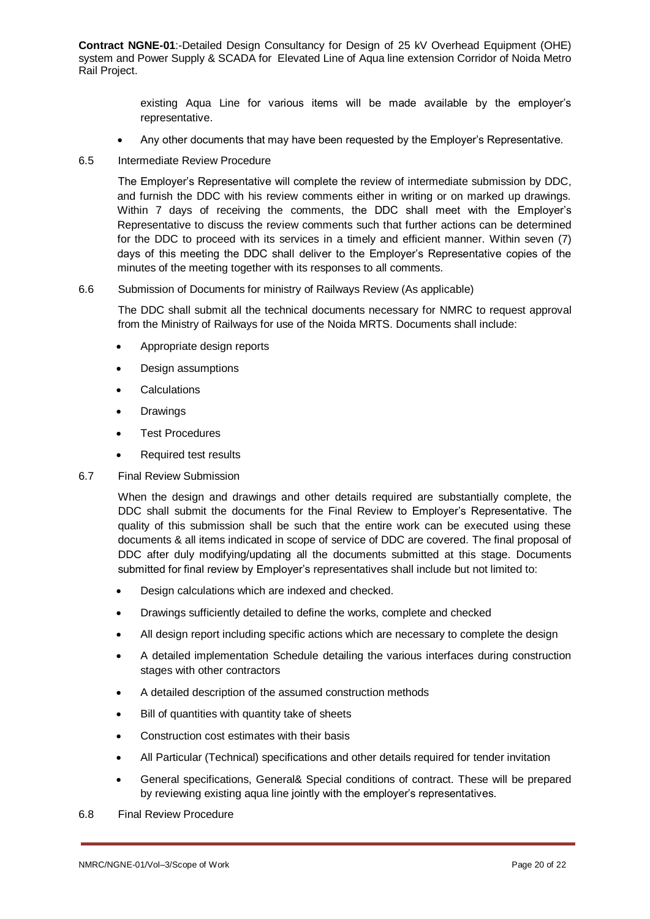existing Aqua Line for various items will be made available by the employer's representative.

- Any other documents that may have been requested by the Employer's Representative.

6.5 Intermediate Review Procedure

The Employer's Representative will complete the review of intermediate submission by DDC, and furnish the DDC with his review comments either in writing or on marked up drawings. Within 7 days of receiving the comments, the DDC shall meet with the Employer's Representative to discuss the review comments such that further actions can be determined for the DDC to proceed with its services in a timely and efficient manner. Within seven (7) days of this meeting the DDC shall deliver to the Employer's Representative copies of the minutes of the meeting together with its responses to all comments.

6.6 Submission of Documents for ministry of Railways Review (As applicable)

The DDC shall submit all the technical documents necessary for NMRC to request approval from the Ministry of Railways for use of the Noida MRTS. Documents shall include:

- Appropriate design reports
- Design assumptions
- Calculations
- Drawings
- Test Procedures
- Required test results

6.7 Final Review Submission

When the design and drawings and other details required are substantially complete, the DDC shall submit the documents for the Final Review to Employer's Representative. The quality of this submission shall be such that the entire work can be executed using these documents & all items indicated in scope of service of DDC are covered. The final proposal of DDC after duly modifying/updating all the documents submitted at this stage. Documents submitted for final review by Employer's representatives shall include but not limited to:

- Design calculations which are indexed and checked.
- Drawings sufficiently detailed to define the works, complete and checked
- All design report including specific actions which are necessary to complete the design
- A detailed implementation Schedule detailing the various interfaces during construction stages with other contractors
- A detailed description of the assumed construction methods
- Bill of quantities with quantity take of sheets
- Construction cost estimates with their basis
- All Particular (Technical) specifications and other details required for tender invitation
- General specifications, General& Special conditions of contract. These will be prepared by reviewing existing aqua line jointly with the employer's representatives.

6.8 Final Review Procedure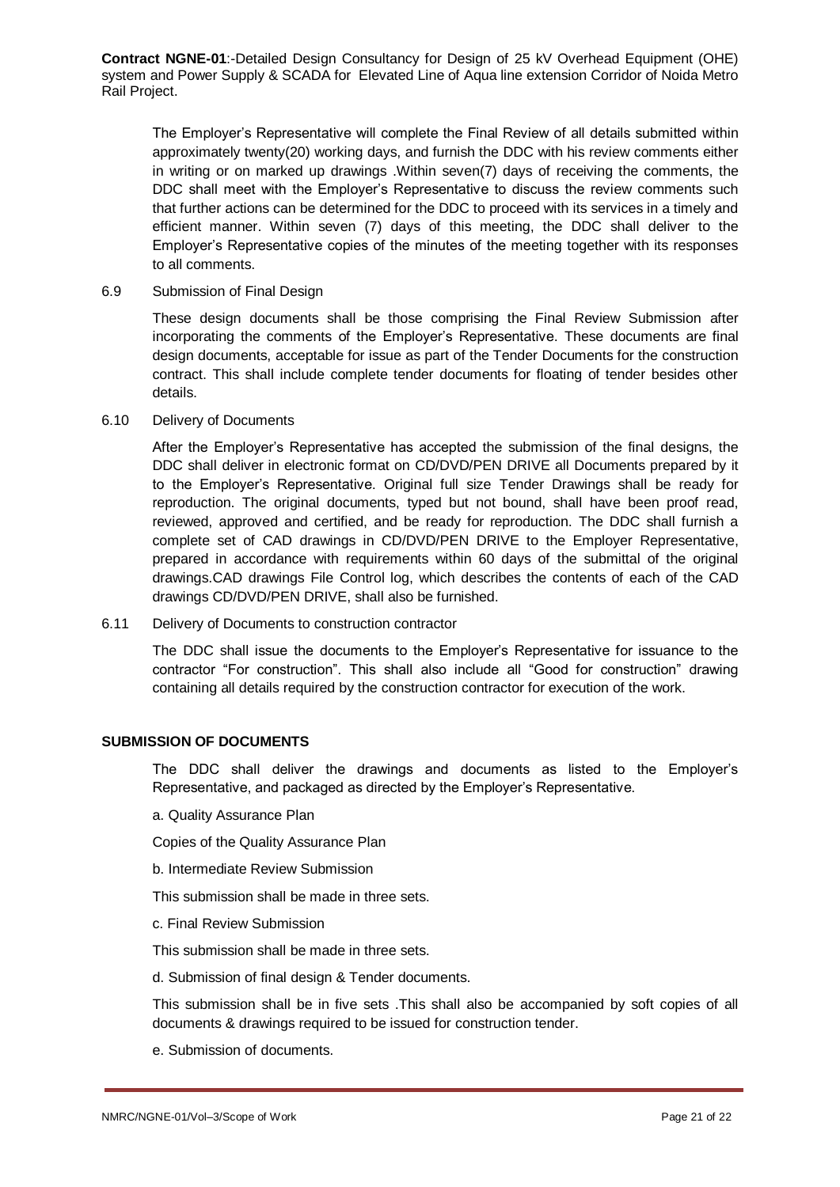The Employer's Representative will complete the Final Review of all details submitted within approximately twenty(20) working days, and furnish the DDC with his review comments either in writing or on marked up drawings .Within seven(7) days of receiving the comments, the DDC shall meet with the Employer's Representative to discuss the review comments such that further actions can be determined for the DDC to proceed with its services in a timely and efficient manner. Within seven (7) days of this meeting, the DDC shall deliver to the Employer's Representative copies of the minutes of the meeting together with its responses to all comments.

6.9 Submission of Final Design

These design documents shall be those comprising the Final Review Submission after incorporating the comments of the Employer's Representative. These documents are final design documents, acceptable for issue as part of the Tender Documents for the construction contract. This shall include complete tender documents for floating of tender besides other details.

6.10 Delivery of Documents

After the Employer's Representative has accepted the submission of the final designs, the DDC shall deliver in electronic format on CD/DVD/PEN DRIVE all Documents prepared by it to the Employer's Representative. Original full size Tender Drawings shall be ready for reproduction. The original documents, typed but not bound, shall have been proof read, reviewed, approved and certified, and be ready for reproduction. The DDC shall furnish a complete set of CAD drawings in CD/DVD/PEN DRIVE to the Employer Representative, prepared in accordance with requirements within 60 days of the submittal of the original drawings.CAD drawings File Control log, which describes the contents of each of the CAD drawings CD/DVD/PEN DRIVE, shall also be furnished.

6.11 Delivery of Documents to construction contractor

The DDC shall issue the documents to the Employer's Representative for issuance to the contractor "For construction". This shall also include all "Good for construction" drawing containing all details required by the construction contractor for execution of the work.

**SUBMISSION OF DOCUMENTS**

The DDC shall deliver the drawings and documents as listed to the Employer's Representative, and packaged as directed by the Employer's Representative.

a. Quality Assurance Plan

Copies of the Quality Assurance Plan

b. Intermediate Review Submission

This submission shall be made in three sets.

c. Final Review Submission

This submission shall be made in three sets.

d. Submission of final design & Tender documents.

This submission shall be in five sets .This shall also be accompanied by soft copies of all documents & drawings required to be issued for construction tender.

e. Submission of documents.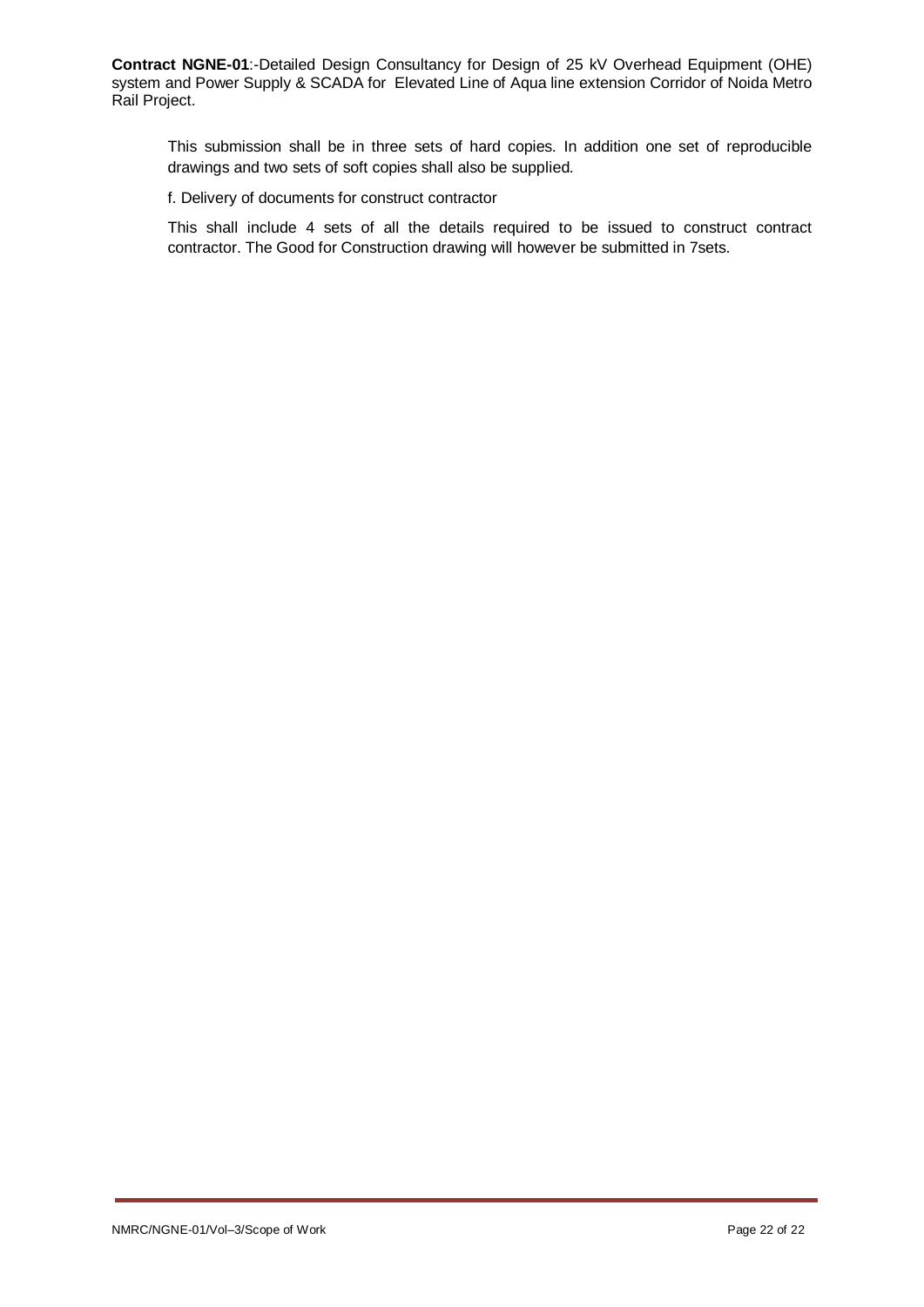This submission shall be in three sets of hard copies. In addition one set of reproducible drawings and two sets of soft copies shall also be supplied.

f. Delivery of documents for construct contractor

This shall include 4 sets of all the details required to be issued to construct contract contractor. The Good for Construction drawing will however be submitted in 7sets.